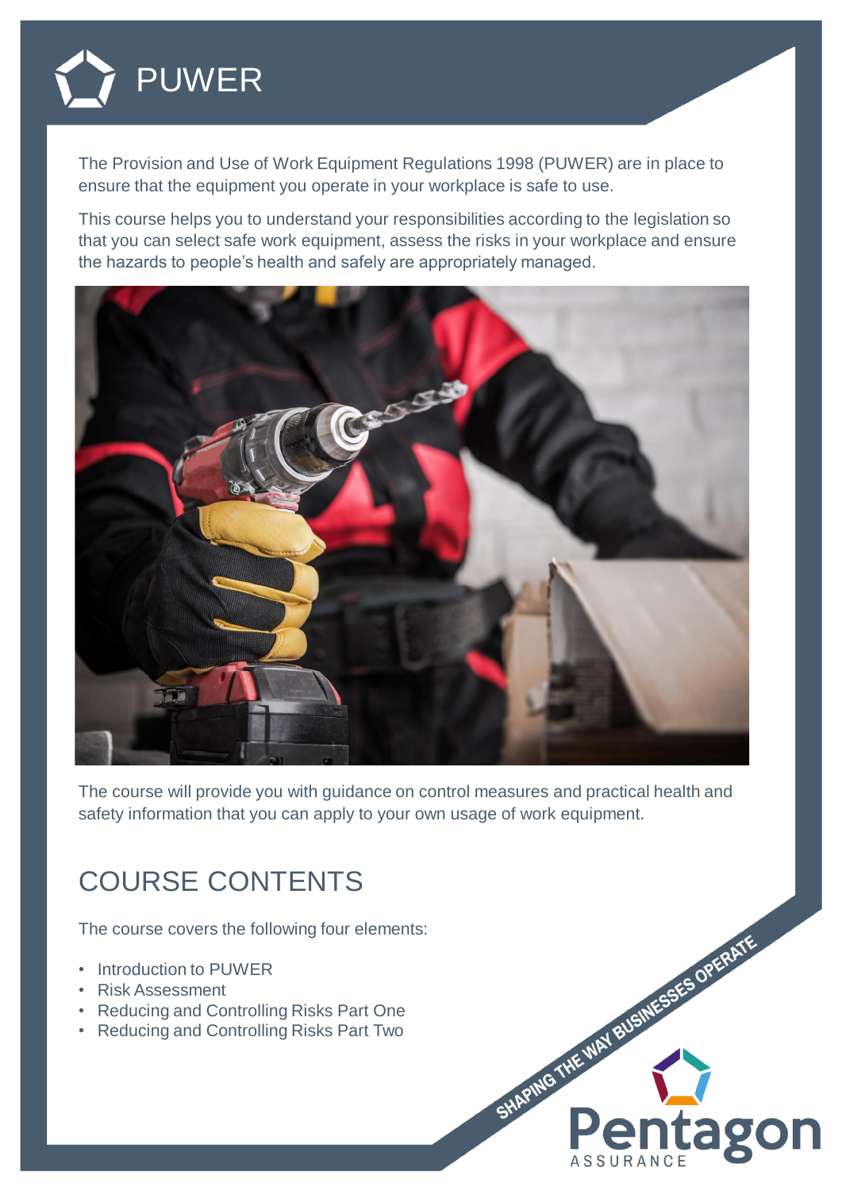# PUWER

The Provision and Use of Work Equipment Regulations 1998 (PUWER) are in place to ensure that the equipment you operate in your workplace is safe to use.

This course helps you to understand your responsibilities according to the legislation so that you can select safe work equipment, assess the risks in your workplace and ensure the hazards to people's health and safely are appropriately managed.

The course will provide you with guidance on control measures and practical health and safety information that you can apply to your own usage of work equipment.

## COURSE CONTENTS

The course covers the following four elements:

- Introduction to PUWER
- Risk Assessment
- Reducing and Controlling Risks Part One
- Reducing and Controlling Risks Part Two

SHAPING THE WAY BUSINESSES OPERATE

Pentagon ASSURANCE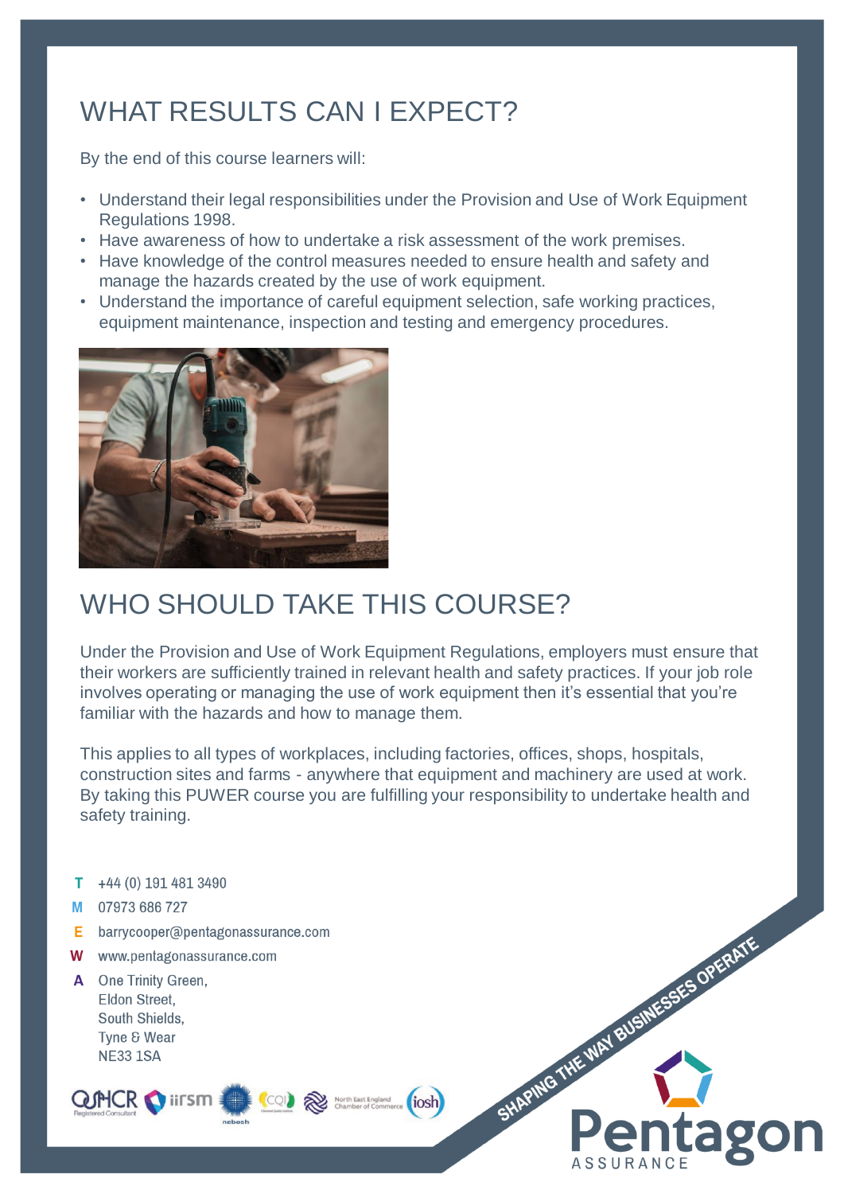# WHAT RESULTS CAN I EXPECT?

By the end of this course learners will:

- Understand their legal responsibilities under the Provision and Use of Work Equipment Regulations 1998.
- Have awareness of how to undertake a risk assessment of the work premises.
- Have knowledge of the control measures needed to ensure health and safety and manage the hazards created by the use of work equipment.
- Understand the importance of careful equipment selection, safe working practices, equipment maintenance, inspection and testing and emergency procedures.

# WHO SHOULD TAKE THIS COURSE?

Under the Provision and Use of Work Equipment Regulations, employers must ensure that their workers are sufficiently trained in relevant health and safety practices. If your job role involves operating or managing the use of work equipment then it's essential that you're familiar with the hazards and how to manage them.

This applies to all types of workplaces, including factories, offices, shops, hospitals, construction sites and farms - anywhere that equipment and machinery are used at work. By taking this PUWER course you are fulfilling your responsibility to undertake health and safety training.

**T** +44 (0) 191 481 3490
**M** 07973 686 727
**E** barrycooper@pentagonassurance.com
**W** www.pentagonassurance.com
**A** One Trinity Green,
Eldon Street,
South Shields,
Tyne & Wear
NE33 1SA

SHAPING THE WAY BUSINESSES OPERATE

Pentagon ASSURANCE